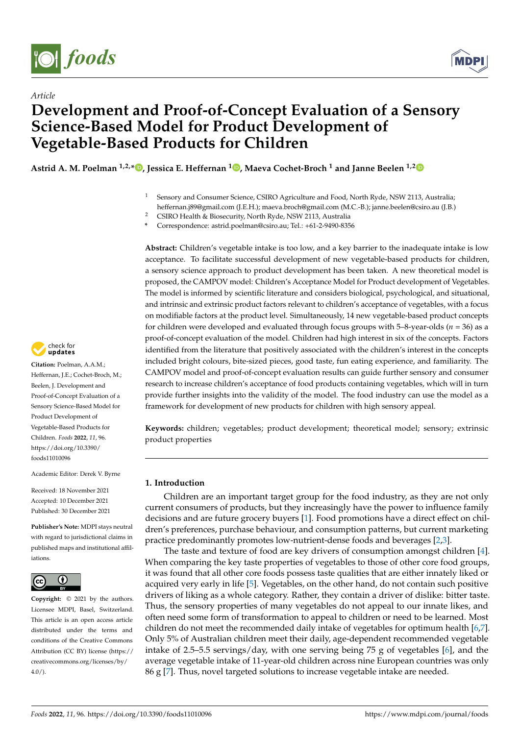*Article*

# Development and Proof-of-Concept Evaluation of a Sensory Science-Based Model for Product Development of Vegetable-Based Products for Children

**Astrid A. M. Poelman [1,2,*], Jessica E. Heffernan [1], Maeva Cochet-Broch [1] and Janne Beelen [1,2]**

[1] Sensory and Consumer Science, CSIRO Agriculture and Food, North Ryde, NSW 2113, Australia; heffernan.j89@gmail.com (J.E.H.); maeva.broch@gmail.com (M.C.-B.); janne.beelen@csiro.au (J.B.)
[2] CSIRO Health & Biosecurity, North Ryde, NSW 2113, Australia
[*] Correspondence: astrid.poelman@csiro.au; Tel.: +61-2-9490-8356

**Citation:** Poelman, A.A.M.; Heffernan, J.E.; Cochet-Broch, M.; Beelen, J. Development and Proof-of-Concept Evaluation of a Sensory Science-Based Model for Product Development of Vegetable-Based Products for Children. *Foods* **2022**, *11*, 96. https://doi.org/10.3390/foods11010096

Academic Editor: Derek V. Byrne

Received: 18 November 2021
Accepted: 10 December 2021
Published: 30 December 2021

**Publisher's Note:** MDPI stays neutral with regard to jurisdictional claims in published maps and institutional affiliations.

**Copyright:** © 2021 by the authors. Licensee MDPI, Basel, Switzerland. This article is an open access article distributed under the terms and conditions of the Creative Commons Attribution (CC BY) license (https://creativecommons.org/licenses/by/4.0/).

**Abstract:** Children's vegetable intake is too low, and a key barrier to the inadequate intake is low acceptance. To facilitate successful development of new vegetable-based products for children, a sensory science approach to product development has been taken. A new theoretical model is proposed, the CAMPOV model: Children's Acceptance Model for Product development of Vegetables. The model is informed by scientific literature and considers biological, psychological, and situational, and intrinsic and extrinsic product factors relevant to children's acceptance of vegetables, with a focus on modifiable factors at the product level. Simultaneously, 14 new vegetable-based product concepts for children were developed and evaluated through focus groups with 5–8-year-olds ($n$ = 36) as a proof-of-concept evaluation of the model. Children had high interest in six of the concepts. Factors identified from the literature that positively associated with the children's interest in the concepts included bright colours, bite-sized pieces, good taste, fun eating experience, and familiarity. The CAMPOV model and proof-of-concept evaluation results can guide further sensory and consumer research to increase children's acceptance of food products containing vegetables, which will in turn provide further insights into the validity of the model. The food industry can use the model as a framework for development of new products for children with high sensory appeal.

**Keywords:** children; vegetables; product development; theoretical model; sensory; extrinsic product properties

## 1. Introduction

Children are an important target group for the food industry, as they are not only current consumers of products, but they increasingly have the power to influence family decisions and are future grocery buyers [1]. Food promotions have a direct effect on children's preferences, purchase behaviour, and consumption patterns, but current marketing practice predominantly promotes low-nutrient-dense foods and beverages [2,3].

The taste and texture of food are key drivers of consumption amongst children [4]. When comparing the key taste properties of vegetables to those of other core food groups, it was found that all other core foods possess taste qualities that are either innately liked or acquired very early in life [5]. Vegetables, on the other hand, do not contain such positive drivers of liking as a whole category. Rather, they contain a driver of dislike: bitter taste. Thus, the sensory properties of many vegetables do not appeal to our innate likes, and often need some form of transformation to appeal to children or need to be learned. Most children do not meet the recommended daily intake of vegetables for optimum health [6,7]. Only 5% of Australian children meet their daily, age-dependent recommended vegetable intake of 2.5–5.5 servings/day, with one serving being 75 g of vegetables [6], and the average vegetable intake of 11-year-old children across nine European countries was only 86 g [7]. Thus, novel targeted solutions to increase vegetable intake are needed.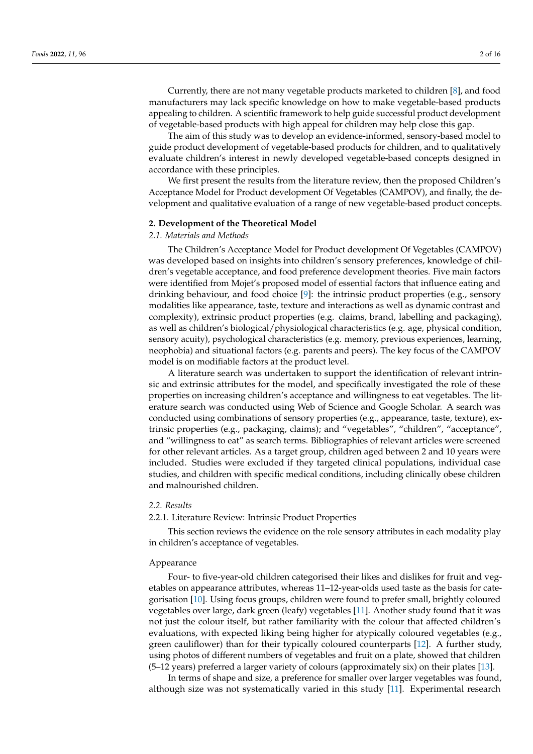Currently, there are not many vegetable products marketed to children [8], and food manufacturers may lack specific knowledge on how to make vegetable-based products appealing to children. A scientific framework to help guide successful product development of vegetable-based products with high appeal for children may help close this gap.

The aim of this study was to develop an evidence-informed, sensory-based model to guide product development of vegetable-based products for children, and to qualitatively evaluate children's interest in newly developed vegetable-based concepts designed in accordance with these principles.

We first present the results from the literature review, then the proposed Children's Acceptance Model for Product development Of Vegetables (CAMPOV), and finally, the development and qualitative evaluation of a range of new vegetable-based product concepts.

## 2. Development of the Theoretical Model

### *2.1. Materials and Methods*

The Children's Acceptance Model for Product development Of Vegetables (CAMPOV) was developed based on insights into children's sensory preferences, knowledge of children's vegetable acceptance, and food preference development theories. Five main factors were identified from Mojet's proposed model of essential factors that influence eating and drinking behaviour, and food choice [9]: the intrinsic product properties (e.g., sensory modalities like appearance, taste, texture and interactions as well as dynamic contrast and complexity), extrinsic product properties (e.g. claims, brand, labelling and packaging), as well as children's biological/physiological characteristics (e.g. age, physical condition, sensory acuity), psychological characteristics (e.g. memory, previous experiences, learning, neophobia) and situational factors (e.g. parents and peers). The key focus of the CAMPOV model is on modifiable factors at the product level.

A literature search was undertaken to support the identification of relevant intrinsic and extrinsic attributes for the model, and specifically investigated the role of these properties on increasing children's acceptance and willingness to eat vegetables. The literature search was conducted using Web of Science and Google Scholar. A search was conducted using combinations of sensory properties (e.g., appearance, taste, texture), extrinsic properties (e.g., packaging, claims); and "vegetables", "children", "acceptance", and "willingness to eat" as search terms. Bibliographies of relevant articles were screened for other relevant articles. As a target group, children aged between 2 and 10 years were included. Studies were excluded if they targeted clinical populations, individual case studies, and children with specific medical conditions, including clinically obese children and malnourished children.

### *2.2. Results*

#### 2.2.1. Literature Review: Intrinsic Product Properties

This section reviews the evidence on the role sensory attributes in each modality play in children's acceptance of vegetables.

##### Appearance

Four- to five-year-old children categorised their likes and dislikes for fruit and vegetables on appearance attributes, whereas 11–12-year-olds used taste as the basis for categorisation [10]. Using focus groups, children were found to prefer small, brightly coloured vegetables over large, dark green (leafy) vegetables [11]. Another study found that it was not just the colour itself, but rather familiarity with the colour that affected children's evaluations, with expected liking being higher for atypically coloured vegetables (e.g., green cauliflower) than for their typically coloured counterparts [12]. A further study, using photos of different numbers of vegetables and fruit on a plate, showed that children (5–12 years) preferred a larger variety of colours (approximately six) on their plates [13].

In terms of shape and size, a preference for smaller over larger vegetables was found, although size was not systematically varied in this study [11]. Experimental research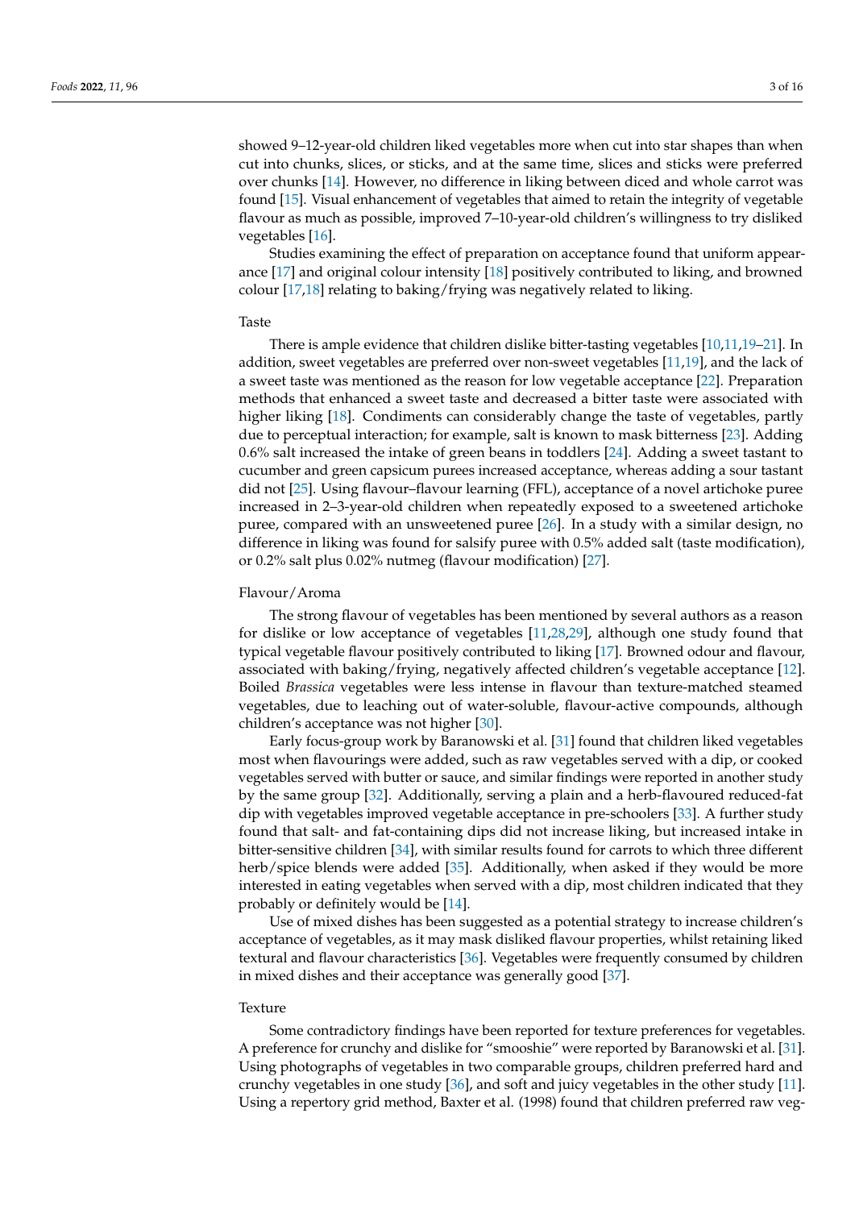showed 9–12-year-old children liked vegetables more when cut into star shapes than when cut into chunks, slices, or sticks, and at the same time, slices and sticks were preferred over chunks [14]. However, no difference in liking between diced and whole carrot was found [15]. Visual enhancement of vegetables that aimed to retain the integrity of vegetable flavour as much as possible, improved 7–10-year-old children's willingness to try disliked vegetables [16].

Studies examining the effect of preparation on acceptance found that uniform appearance [17] and original colour intensity [18] positively contributed to liking, and browned colour [17,18] relating to baking/frying was negatively related to liking.

Taste

There is ample evidence that children dislike bitter-tasting vegetables [10,11,19–21]. In addition, sweet vegetables are preferred over non-sweet vegetables [11,19], and the lack of a sweet taste was mentioned as the reason for low vegetable acceptance [22]. Preparation methods that enhanced a sweet taste and decreased a bitter taste were associated with higher liking [18]. Condiments can considerably change the taste of vegetables, partly due to perceptual interaction; for example, salt is known to mask bitterness [23]. Adding 0.6% salt increased the intake of green beans in toddlers [24]. Adding a sweet tastant to cucumber and green capsicum purees increased acceptance, whereas adding a sour tastant did not [25]. Using flavour–flavour learning (FFL), acceptance of a novel artichoke puree increased in 2–3-year-old children when repeatedly exposed to a sweetened artichoke puree, compared with an unsweetened puree [26]. In a study with a similar design, no difference in liking was found for salsify puree with 0.5% added salt (taste modification), or 0.2% salt plus 0.02% nutmeg (flavour modification) [27].

Flavour/Aroma

The strong flavour of vegetables has been mentioned by several authors as a reason for dislike or low acceptance of vegetables [11,28,29], although one study found that typical vegetable flavour positively contributed to liking [17]. Browned odour and flavour, associated with baking/frying, negatively affected children's vegetable acceptance [12]. Boiled *Brassica* vegetables were less intense in flavour than texture-matched steamed vegetables, due to leaching out of water-soluble, flavour-active compounds, although children's acceptance was not higher [30].

Early focus-group work by Baranowski et al. [31] found that children liked vegetables most when flavourings were added, such as raw vegetables served with a dip, or cooked vegetables served with butter or sauce, and similar findings were reported in another study by the same group [32]. Additionally, serving a plain and a herb-flavoured reduced-fat dip with vegetables improved vegetable acceptance in pre-schoolers [33]. A further study found that salt- and fat-containing dips did not increase liking, but increased intake in bitter-sensitive children [34], with similar results found for carrots to which three different herb/spice blends were added [35]. Additionally, when asked if they would be more interested in eating vegetables when served with a dip, most children indicated that they probably or definitely would be [14].

Use of mixed dishes has been suggested as a potential strategy to increase children's acceptance of vegetables, as it may mask disliked flavour properties, whilst retaining liked textural and flavour characteristics [36]. Vegetables were frequently consumed by children in mixed dishes and their acceptance was generally good [37].

Texture

Some contradictory findings have been reported for texture preferences for vegetables. A preference for crunchy and dislike for "smooshie" were reported by Baranowski et al. [31]. Using photographs of vegetables in two comparable groups, children preferred hard and crunchy vegetables in one study [36], and soft and juicy vegetables in the other study [11]. Using a repertory grid method, Baxter et al. (1998) found that children preferred raw veg-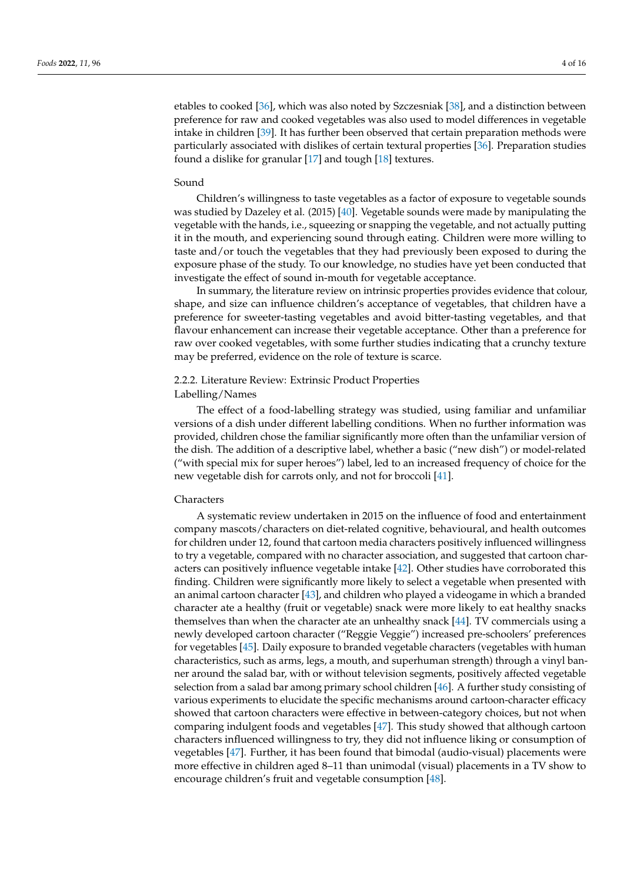etables to cooked [36], which was also noted by Szczesniak [38], and a distinction between preference for raw and cooked vegetables was also used to model differences in vegetable intake in children [39]. It has further been observed that certain preparation methods were particularly associated with dislikes of certain textural properties [36]. Preparation studies found a dislike for granular [17] and tough [18] textures.

Sound

Children's willingness to taste vegetables as a factor of exposure to vegetable sounds was studied by Dazeley et al. (2015) [40]. Vegetable sounds were made by manipulating the vegetable with the hands, i.e., squeezing or snapping the vegetable, and not actually putting it in the mouth, and experiencing sound through eating. Children were more willing to taste and/or touch the vegetables that they had previously been exposed to during the exposure phase of the study. To our knowledge, no studies have yet been conducted that investigate the effect of sound in-mouth for vegetable acceptance.

In summary, the literature review on intrinsic properties provides evidence that colour, shape, and size can influence children's acceptance of vegetables, that children have a preference for sweeter-tasting vegetables and avoid bitter-tasting vegetables, and that flavour enhancement can increase their vegetable acceptance. Other than a preference for raw over cooked vegetables, with some further studies indicating that a crunchy texture may be preferred, evidence on the role of texture is scarce.

### 2.2.2. Literature Review: Extrinsic Product Properties

Labelling/Names

The effect of a food-labelling strategy was studied, using familiar and unfamiliar versions of a dish under different labelling conditions. When no further information was provided, children chose the familiar significantly more often than the unfamiliar version of the dish. The addition of a descriptive label, whether a basic ("new dish") or model-related ("with special mix for super heroes") label, led to an increased frequency of choice for the new vegetable dish for carrots only, and not for broccoli [41].

Characters

A systematic review undertaken in 2015 on the influence of food and entertainment company mascots/characters on diet-related cognitive, behavioural, and health outcomes for children under 12, found that cartoon media characters positively influenced willingness to try a vegetable, compared with no character association, and suggested that cartoon characters can positively influence vegetable intake [42]. Other studies have corroborated this finding. Children were significantly more likely to select a vegetable when presented with an animal cartoon character [43], and children who played a videogame in which a branded character ate a healthy (fruit or vegetable) snack were more likely to eat healthy snacks themselves than when the character ate an unhealthy snack [44]. TV commercials using a newly developed cartoon character ("Reggie Veggie") increased pre-schoolers' preferences for vegetables [45]. Daily exposure to branded vegetable characters (vegetables with human characteristics, such as arms, legs, a mouth, and superhuman strength) through a vinyl banner around the salad bar, with or without television segments, positively affected vegetable selection from a salad bar among primary school children [46]. A further study consisting of various experiments to elucidate the specific mechanisms around cartoon-character efficacy showed that cartoon characters were effective in between-category choices, but not when comparing indulgent foods and vegetables [47]. This study showed that although cartoon characters influenced willingness to try, they did not influence liking or consumption of vegetables [47]. Further, it has been found that bimodal (audio-visual) placements were more effective in children aged 8–11 than unimodal (visual) placements in a TV show to encourage children's fruit and vegetable consumption [48].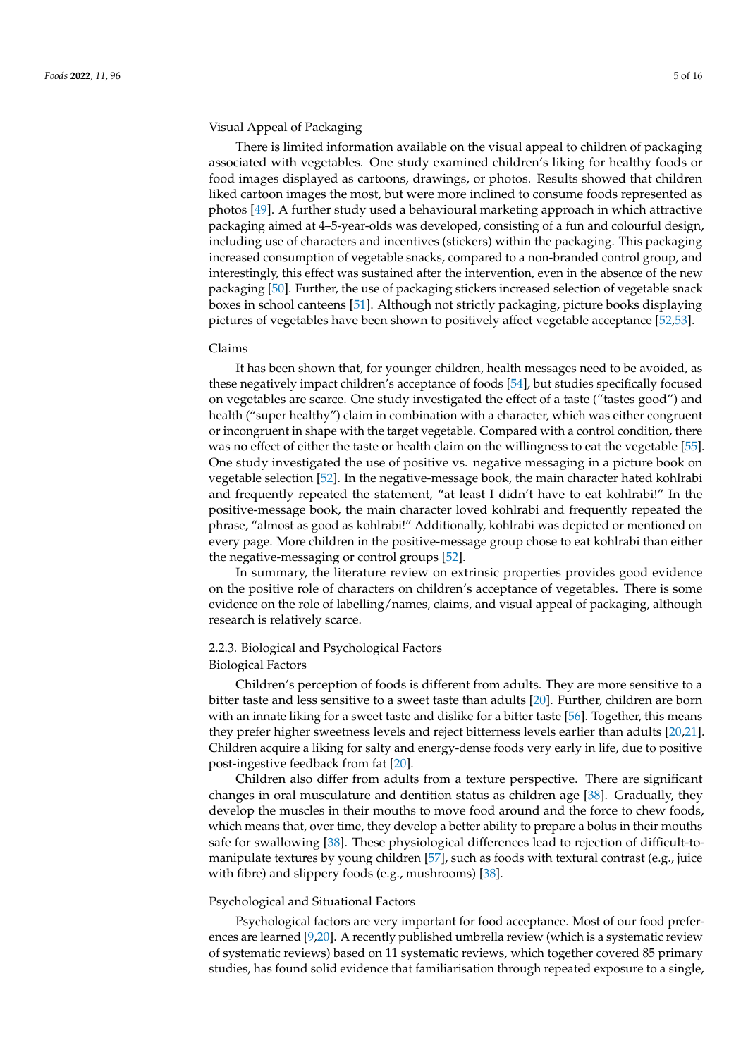#### Visual Appeal of Packaging

There is limited information available on the visual appeal to children of packaging associated with vegetables. One study examined children's liking for healthy foods or food images displayed as cartoons, drawings, or photos. Results showed that children liked cartoon images the most, but were more inclined to consume foods represented as photos [49]. A further study used a behavioural marketing approach in which attractive packaging aimed at 4–5-year-olds was developed, consisting of a fun and colourful design, including use of characters and incentives (stickers) within the packaging. This packaging increased consumption of vegetable snacks, compared to a non-branded control group, and interestingly, this effect was sustained after the intervention, even in the absence of the new packaging [50]. Further, the use of packaging stickers increased selection of vegetable snack boxes in school canteens [51]. Although not strictly packaging, picture books displaying pictures of vegetables have been shown to positively affect vegetable acceptance [52,53].

#### Claims

It has been shown that, for younger children, health messages need to be avoided, as these negatively impact children's acceptance of foods [54], but studies specifically focused on vegetables are scarce. One study investigated the effect of a taste ("tastes good") and health ("super healthy") claim in combination with a character, which was either congruent or incongruent in shape with the target vegetable. Compared with a control condition, there was no effect of either the taste or health claim on the willingness to eat the vegetable [55]. One study investigated the use of positive vs. negative messaging in a picture book on vegetable selection [52]. In the negative-message book, the main character hated kohlrabi and frequently repeated the statement, "at least I didn't have to eat kohlrabi!" In the positive-message book, the main character loved kohlrabi and frequently repeated the phrase, "almost as good as kohlrabi!" Additionally, kohlrabi was depicted or mentioned on every page. More children in the positive-message group chose to eat kohlrabi than either the negative-messaging or control groups [52].

In summary, the literature review on extrinsic properties provides good evidence on the positive role of characters on children's acceptance of vegetables. There is some evidence on the role of labelling/names, claims, and visual appeal of packaging, although research is relatively scarce.

### 2.2.3. Biological and Psychological Factors

#### Biological Factors

Children's perception of foods is different from adults. They are more sensitive to a bitter taste and less sensitive to a sweet taste than adults [20]. Further, children are born with an innate liking for a sweet taste and dislike for a bitter taste [56]. Together, this means they prefer higher sweetness levels and reject bitterness levels earlier than adults [20,21]. Children acquire a liking for salty and energy-dense foods very early in life, due to positive post-ingestive feedback from fat [20].

Children also differ from adults from a texture perspective. There are significant changes in oral musculature and dentition status as children age [38]. Gradually, they develop the muscles in their mouths to move food around and the force to chew foods, which means that, over time, they develop a better ability to prepare a bolus in their mouths safe for swallowing [38]. These physiological differences lead to rejection of difficult-to-manipulate textures by young children [57], such as foods with textural contrast (e.g., juice with fibre) and slippery foods (e.g., mushrooms) [38].

#### Psychological and Situational Factors

Psychological factors are very important for food acceptance. Most of our food preferences are learned [9,20]. A recently published umbrella review (which is a systematic review of systematic reviews) based on 11 systematic reviews, which together covered 85 primary studies, has found solid evidence that familiarisation through repeated exposure to a single,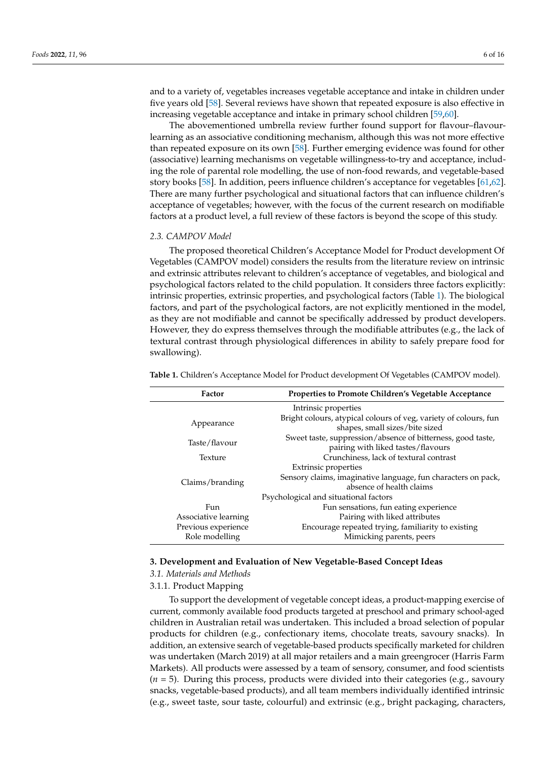and to a variety of, vegetables increases vegetable acceptance and intake in children under five years old [58]. Several reviews have shown that repeated exposure is also effective in increasing vegetable acceptance and intake in primary school children [59,60].

The abovementioned umbrella review further found support for flavour–flavour-learning as an associative conditioning mechanism, although this was not more effective than repeated exposure on its own [58]. Further emerging evidence was found for other (associative) learning mechanisms on vegetable willingness-to-try and acceptance, including the role of parental role modelling, the use of non-food rewards, and vegetable-based story books [58]. In addition, peers influence children's acceptance for vegetables [61,62]. There are many further psychological and situational factors that can influence children's acceptance of vegetables; however, with the focus of the current research on modifiable factors at a product level, a full review of these factors is beyond the scope of this study.

### *2.3. CAMPOV Model*

The proposed theoretical Children's Acceptance Model for Product development Of Vegetables (CAMPOV model) considers the results from the literature review on intrinsic and extrinsic attributes relevant to children's acceptance of vegetables, and biological and psychological factors related to the child population. It considers three factors explicitly: intrinsic properties, extrinsic properties, and psychological factors (Table 1). The biological factors, and part of the psychological factors, are not explicitly mentioned in the model, as they are not modifiable and cannot be specifically addressed by product developers. However, they do express themselves through the modifiable attributes (e.g., the lack of textural contrast through physiological differences in ability to safely prepare food for swallowing).

**Table 1.** Children's Acceptance Model for Product development Of Vegetables (CAMPOV model).

| Factor | Properties to Promote Children's Vegetable Acceptance |
|---|---|
| | Intrinsic properties |
| Appearance | Bright colours, atypical colours of veg, variety of colours, fun shapes, small sizes/bite sized |
| Taste/flavour | Sweet taste, suppression/absence of bitterness, good taste, pairing with liked tastes/flavours |
| Texture | Crunchiness, lack of textural contrast |
| | Extrinsic properties |
| Claims/branding | Sensory claims, imaginative language, fun characters on pack, absence of health claims |
| | Psychological and situational factors |
| Fun | Fun sensations, fun eating experience |
| Associative learning | Pairing with liked attributes |
| Previous experience | Encourage repeated trying, familiarity to existing |
| Role modelling | Mimicking parents, peers |

## 3. Development and Evaluation of New Vegetable-Based Concept Ideas

### *3.1. Materials and Methods*

#### 3.1.1. Product Mapping

To support the development of vegetable concept ideas, a product-mapping exercise of current, commonly available food products targeted at preschool and primary school-aged children in Australian retail was undertaken. This included a broad selection of popular products for children (e.g., confectionary items, chocolate treats, savoury snacks). In addition, an extensive search of vegetable-based products specifically marketed for children was undertaken (March 2019) at all major retailers and a main greengrocer (Harris Farm Markets). All products were assessed by a team of sensory, consumer, and food scientists ($n$ = 5). During this process, products were divided into their categories (e.g., savoury snacks, vegetable-based products), and all team members individually identified intrinsic (e.g., sweet taste, sour taste, colourful) and extrinsic (e.g., bright packaging, characters,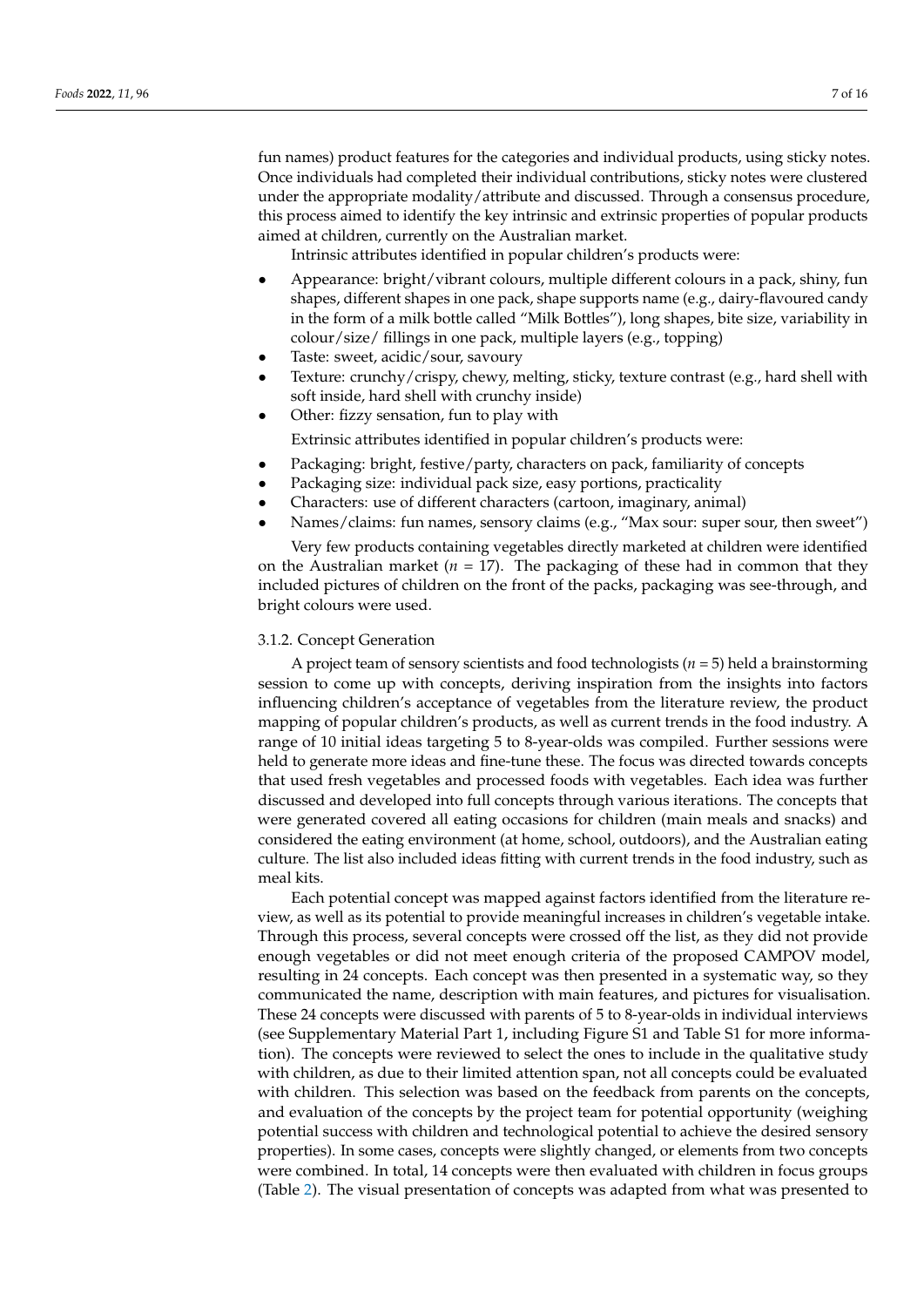fun names) product features for the categories and individual products, using sticky notes. Once individuals had completed their individual contributions, sticky notes were clustered under the appropriate modality/attribute and discussed. Through a consensus procedure, this process aimed to identify the key intrinsic and extrinsic properties of popular products aimed at children, currently on the Australian market.

Intrinsic attributes identified in popular children's products were:

- Appearance: bright/vibrant colours, multiple different colours in a pack, shiny, fun shapes, different shapes in one pack, shape supports name (e.g., dairy-flavoured candy in the form of a milk bottle called "Milk Bottles"), long shapes, bite size, variability in colour/size/ fillings in one pack, multiple layers (e.g., topping)
- Taste: sweet, acidic/sour, savoury
- Texture: crunchy/crispy, chewy, melting, sticky, texture contrast (e.g., hard shell with soft inside, hard shell with crunchy inside)
- Other: fizzy sensation, fun to play with

Extrinsic attributes identified in popular children's products were:

- Packaging: bright, festive/party, characters on pack, familiarity of concepts
- Packaging size: individual pack size, easy portions, practicality
- Characters: use of different characters (cartoon, imaginary, animal)
- Names/claims: fun names, sensory claims (e.g., "Max sour: super sour, then sweet")

Very few products containing vegetables directly marketed at children were identified on the Australian market ($n$ = 17). The packaging of these had in common that they included pictures of children on the front of the packs, packaging was see-through, and bright colours were used.

### 3.1.2. Concept Generation

A project team of sensory scientists and food technologists ($n$ = 5) held a brainstorming session to come up with concepts, deriving inspiration from the insights into factors influencing children's acceptance of vegetables from the literature review, the product mapping of popular children's products, as well as current trends in the food industry. A range of 10 initial ideas targeting 5 to 8-year-olds was compiled. Further sessions were held to generate more ideas and fine-tune these. The focus was directed towards concepts that used fresh vegetables and processed foods with vegetables. Each idea was further discussed and developed into full concepts through various iterations. The concepts that were generated covered all eating occasions for children (main meals and snacks) and considered the eating environment (at home, school, outdoors), and the Australian eating culture. The list also included ideas fitting with current trends in the food industry, such as meal kits.

Each potential concept was mapped against factors identified from the literature review, as well as its potential to provide meaningful increases in children's vegetable intake. Through this process, several concepts were crossed off the list, as they did not provide enough vegetables or did not meet enough criteria of the proposed CAMPOV model, resulting in 24 concepts. Each concept was then presented in a systematic way, so they communicated the name, description with main features, and pictures for visualisation. These 24 concepts were discussed with parents of 5 to 8-year-olds in individual interviews (see Supplementary Material Part 1, including Figure S1 and Table S1 for more information). The concepts were reviewed to select the ones to include in the qualitative study with children, as due to their limited attention span, not all concepts could be evaluated with children. This selection was based on the feedback from parents on the concepts, and evaluation of the concepts by the project team for potential opportunity (weighing potential success with children and technological potential to achieve the desired sensory properties). In some cases, concepts were slightly changed, or elements from two concepts were combined. In total, 14 concepts were then evaluated with children in focus groups (Table 2). The visual presentation of concepts was adapted from what was presented to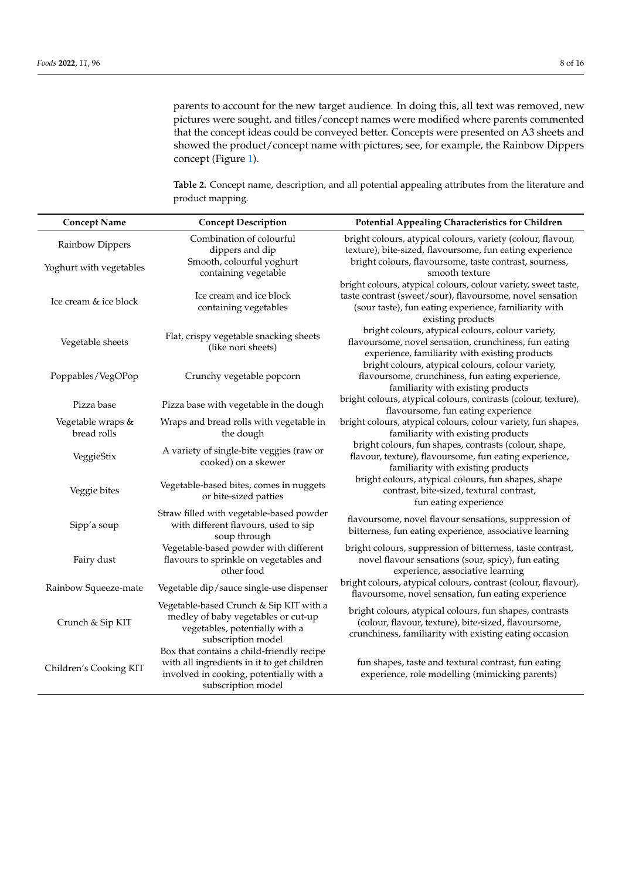parents to account for the new target audience. In doing this, all text was removed, new pictures were sought, and titles/concept names were modified where parents commented that the concept ideas could be conveyed better. Concepts were presented on A3 sheets and showed the product/concept name with pictures; see, for example, the Rainbow Dippers concept (Figure 1).

**Table 2.** Concept name, description, and all potential appealing attributes from the literature and product mapping.

| Concept Name | Concept Description | Potential Appealing Characteristics for Children |
|---|---|---|
| Rainbow Dippers | Combination of colourful dippers and dip | bright colours, atypical colours, variety (colour, flavour, texture), bite-sized, flavoursome, fun eating experience |
| Yoghurt with vegetables | Smooth, colourful yoghurt containing vegetable | bright colours, flavoursome, taste contrast, sourness, smooth texture |
| Ice cream & ice block | Ice cream and ice block containing vegetables | bright colours, atypical colours, colour variety, sweet taste, taste contrast (sweet/sour), flavoursome, novel sensation (sour taste), fun eating experience, familiarity with existing products |
| Vegetable sheets | Flat, crispy vegetable snacking sheets (like nori sheets) | bright colours, atypical colours, colour variety, flavoursome, novel sensation, crunchiness, fun eating experience, familiarity with existing products |
| Poppables/VegOPop | Crunchy vegetable popcorn | bright colours, atypical colours, colour variety, flavoursome, crunchiness, fun eating experience, familiarity with existing products |
| Pizza base | Pizza base with vegetable in the dough | bright colours, atypical colours, contrasts (colour, texture), flavoursome, fun eating experience |
| Vegetable wraps & bread rolls | Wraps and bread rolls with vegetable in the dough | bright colours, atypical colours, colour variety, fun shapes, familiarity with existing products |
| VeggieStix | A variety of single-bite veggies (raw or cooked) on a skewer | bright colours, fun shapes, contrasts (colour, shape, flavour, texture), flavoursome, fun eating experience, familiarity with existing products |
| Veggie bites | Vegetable-based bites, comes in nuggets or bite-sized patties | bright colours, atypical colours, fun shapes, shape contrast, bite-sized, textural contrast, fun eating experience |
| Sipp'a soup | Straw filled with vegetable-based powder with different flavours, used to sip soup through | flavoursome, novel flavour sensations, suppression of bitterness, fun eating experience, associative learning |
| Fairy dust | Vegetable-based powder with different flavours to sprinkle on vegetables and other food | bright colours, suppression of bitterness, taste contrast, novel flavour sensations (sour, spicy), fun eating experience, associative learning |
| Rainbow Squeeze-mate | Vegetable dip/sauce single-use dispenser | bright colours, atypical colours, contrast (colour, flavour), flavoursome, novel sensation, fun eating experience |
| Crunch & Sip KIT | Vegetable-based Crunch & Sip KIT with a medley of baby vegetables or cut-up vegetables, potentially with a subscription model | bright colours, atypical colours, fun shapes, contrasts (colour, flavour, texture), bite-sized, flavoursome, crunchiness, familiarity with existing eating occasion |
| Children's Cooking KIT | Box that contains a child-friendly recipe with all ingredients in it to get children involved in cooking, potentially with a subscription model | fun shapes, taste and textural contrast, fun eating experience, role modelling (mimicking parents) |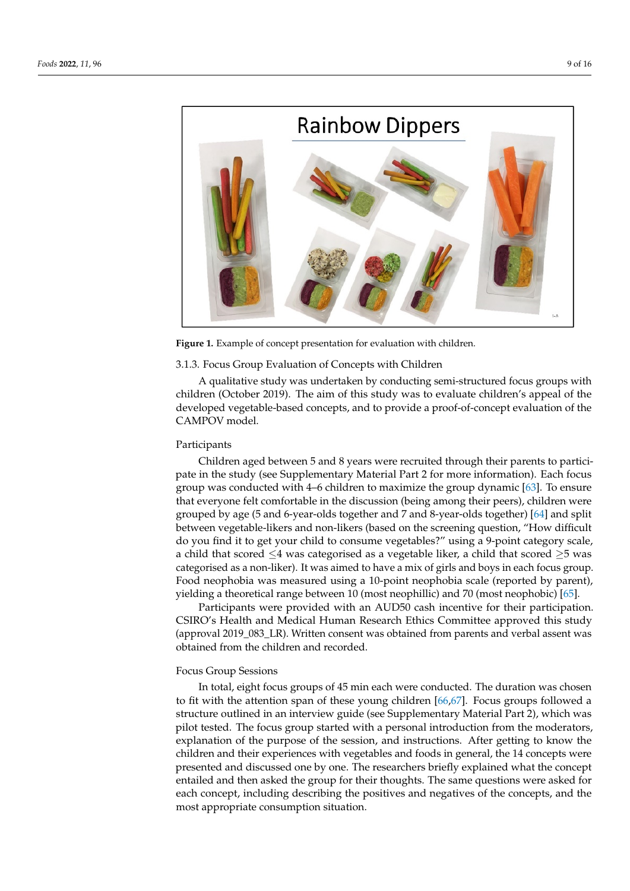**Figure 1.** Example of concept presentation for evaluation with children.

#### 3.1.3. Focus Group Evaluation of Concepts with Children

A qualitative study was undertaken by conducting semi-structured focus groups with children (October 2019). The aim of this study was to evaluate children's appeal of the developed vegetable-based concepts, and to provide a proof-of-concept evaluation of the CAMPOV model.

##### Participants

Children aged between 5 and 8 years were recruited through their parents to participate in the study (see Supplementary Material Part 2 for more information). Each focus group was conducted with 4–6 children to maximize the group dynamic [63]. To ensure that everyone felt comfortable in the discussion (being among their peers), children were grouped by age (5 and 6-year-olds together and 7 and 8-year-olds together) [64] and split between vegetable-likers and non-likers (based on the screening question, "How difficult do you find it to get your child to consume vegetables?" using a 9-point category scale, a child that scored $\leq$4 was categorised as a vegetable liker, a child that scored $\geq$5 was categorised as a non-liker). It was aimed to have a mix of girls and boys in each focus group. Food neophobia was measured using a 10-point neophobia scale (reported by parent), yielding a theoretical range between 10 (most neophillic) and 70 (most neophobic) [65].

Participants were provided with an AUD50 cash incentive for their participation. CSIRO's Health and Medical Human Research Ethics Committee approved this study (approval 2019_083_LR). Written consent was obtained from parents and verbal assent was obtained from the children and recorded.

##### Focus Group Sessions

In total, eight focus groups of 45 min each were conducted. The duration was chosen to fit with the attention span of these young children [66,67]. Focus groups followed a structure outlined in an interview guide (see Supplementary Material Part 2), which was pilot tested. The focus group started with a personal introduction from the moderators, explanation of the purpose of the session, and instructions. After getting to know the children and their experiences with vegetables and foods in general, the 14 concepts were presented and discussed one by one. The researchers briefly explained what the concept entailed and then asked the group for their thoughts. The same questions were asked for each concept, including describing the positives and negatives of the concepts, and the most appropriate consumption situation.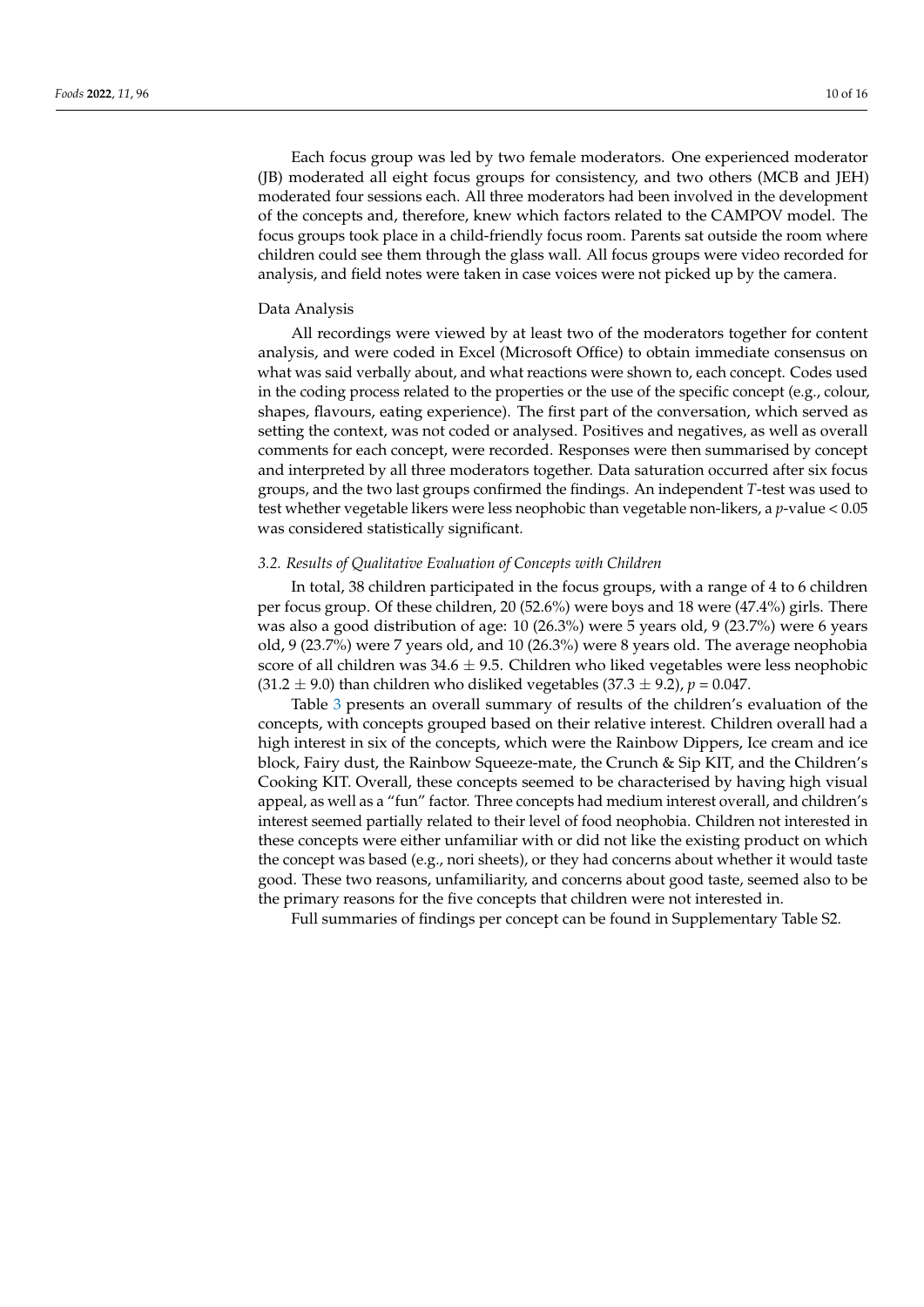Each focus group was led by two female moderators. One experienced moderator (JB) moderated all eight focus groups for consistency, and two others (MCB and JEH) moderated four sessions each. All three moderators had been involved in the development of the concepts and, therefore, knew which factors related to the CAMPOV model. The focus groups took place in a child-friendly focus room. Parents sat outside the room where children could see them through the glass wall. All focus groups were video recorded for analysis, and field notes were taken in case voices were not picked up by the camera.

Data Analysis

All recordings were viewed by at least two of the moderators together for content analysis, and were coded in Excel (Microsoft Office) to obtain immediate consensus on what was said verbally about, and what reactions were shown to, each concept. Codes used in the coding process related to the properties or the use of the specific concept (e.g., colour, shapes, flavours, eating experience). The first part of the conversation, which served as setting the context, was not coded or analysed. Positives and negatives, as well as overall comments for each concept, were recorded. Responses were then summarised by concept and interpreted by all three moderators together. Data saturation occurred after six focus groups, and the two last groups confirmed the findings. An independent *T*-test was used to test whether vegetable likers were less neophobic than vegetable non-likers, a $p$-value $< 0.05$ was considered statistically significant.

### *3.2. Results of Qualitative Evaluation of Concepts with Children*

In total, 38 children participated in the focus groups, with a range of 4 to 6 children per focus group. Of these children, 20 (52.6%) were boys and 18 were (47.4%) girls. There was also a good distribution of age: 10 (26.3%) were 5 years old, 9 (23.7%) were 6 years old, 9 (23.7%) were 7 years old, and 10 (26.3%) were 8 years old. The average neophobia score of all children was $34.6 \pm 9.5$. Children who liked vegetables were less neophobic ($31.2 \pm 9.0$) than children who disliked vegetables ($37.3 \pm 9.2$), $p = 0.047$.

Table 3 presents an overall summary of results of the children's evaluation of the concepts, with concepts grouped based on their relative interest. Children overall had a high interest in six of the concepts, which were the Rainbow Dippers, Ice cream and ice block, Fairy dust, the Rainbow Squeeze-mate, the Crunch & Sip KIT, and the Children's Cooking KIT. Overall, these concepts seemed to be characterised by having high visual appeal, as well as a "fun" factor. Three concepts had medium interest overall, and children's interest seemed partially related to their level of food neophobia. Children not interested in these concepts were either unfamiliar with or did not like the existing product on which the concept was based (e.g., nori sheets), or they had concerns about whether it would taste good. These two reasons, unfamiliarity, and concerns about good taste, seemed also to be the primary reasons for the five concepts that children were not interested in.

Full summaries of findings per concept can be found in Supplementary Table S2.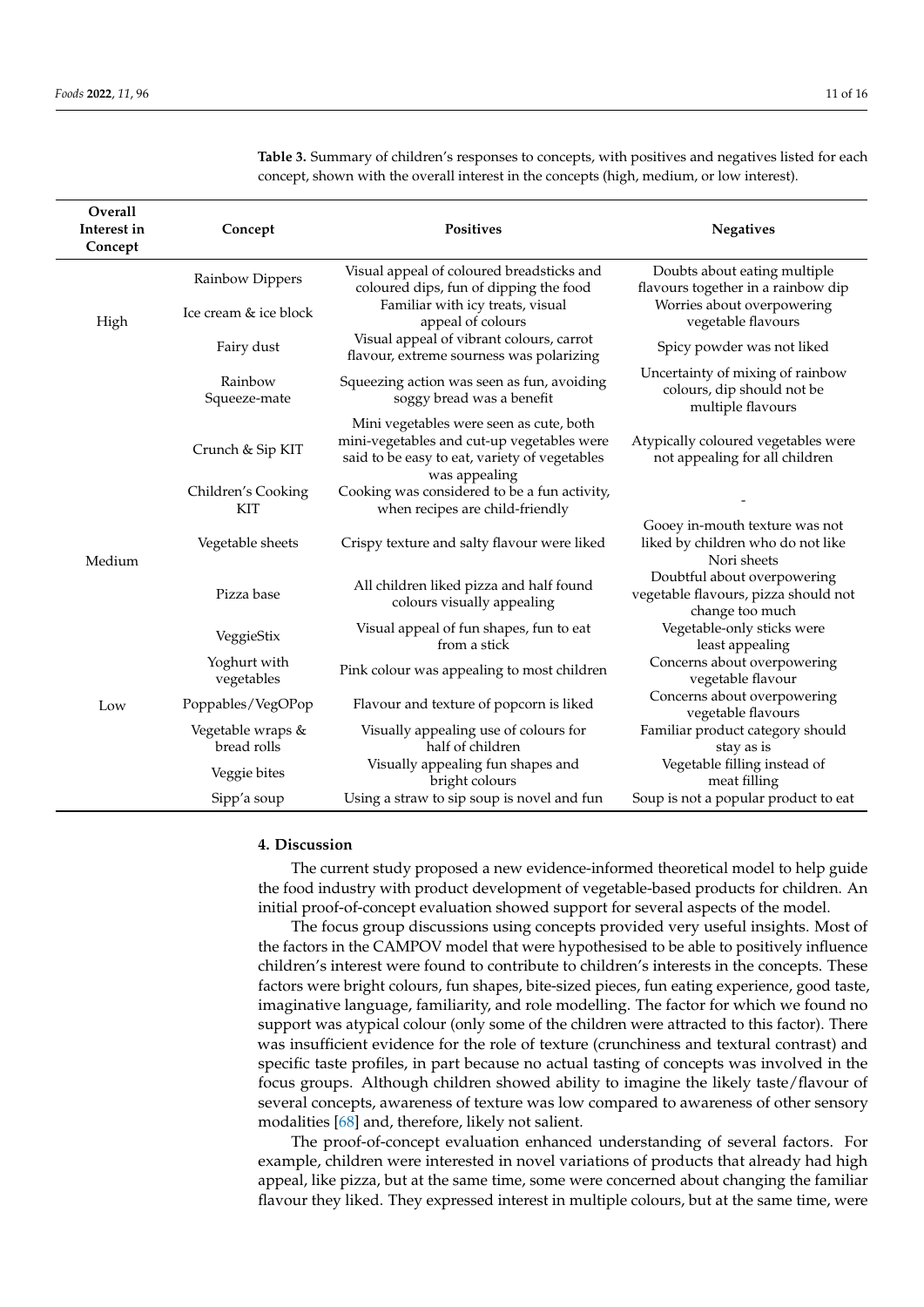**Table 3.** Summary of children's responses to concepts, with positives and negatives listed for each concept, shown with the overall interest in the concepts (high, medium, or low interest).

| Overall Interest in Concept | Concept | Positives | Negatives |
|---|---|---|---|
| High | Rainbow Dippers | Visual appeal of coloured breadsticks and coloured dips, fun of dipping the food | Doubts about eating multiple flavours together in a rainbow dip |
| | Ice cream & ice block | Familiar with icy treats, visual appeal of colours | Worries about overpowering vegetable flavours |
| | Fairy dust | Visual appeal of vibrant colours, carrot flavour, extreme sourness was polarizing | Spicy powder was not liked |
| | Rainbow Squeeze-mate | Squeezing action was seen as fun, avoiding soggy bread was a benefit | Uncertainty of mixing of rainbow colours, dip should not be multiple flavours |
| Medium | Crunch & Sip KIT | Mini vegetables were seen as cute, both mini-vegetables and cut-up vegetables were said to be easy to eat, variety of vegetables was appealing | Atypically coloured vegetables were not appealing for all children |
| | Children's Cooking KIT | Cooking was considered to be a fun activity, when recipes are child-friendly | - |
| | Vegetable sheets | Crispy texture and salty flavour were liked | Gooey in-mouth texture was not liked by children who do not like Nori sheets |
| | Pizza base | All children liked pizza and half found colours visually appealing | Doubtful about overpowering vegetable flavours, pizza should not change too much |
| Low | VeggieStix | Visual appeal of fun shapes, fun to eat from a stick | Vegetable-only sticks were least appealing |
| | Yoghurt with vegetables | Pink colour was appealing to most children | Concerns about overpowering vegetable flavour |
| | Poppables/VegOPop | Flavour and texture of popcorn is liked | Concerns about overpowering vegetable flavours |
| | Vegetable wraps & bread rolls | Visually appealing use of colours for half of children | Familiar product category should stay as is |
| | Veggie bites | Visually appealing fun shapes and bright colours | Vegetable filling instead of meat filling |
| | Sipp'a soup | Using a straw to sip soup is novel and fun | Soup is not a popular product to eat |

## 4. Discussion

The current study proposed a new evidence-informed theoretical model to help guide the food industry with product development of vegetable-based products for children. An initial proof-of-concept evaluation showed support for several aspects of the model.

The focus group discussions using concepts provided very useful insights. Most of the factors in the CAMPOV model that were hypothesised to be able to positively influence children's interest were found to contribute to children's interests in the concepts. These factors were bright colours, fun shapes, bite-sized pieces, fun eating experience, good taste, imaginative language, familiarity, and role modelling. The factor for which we found no support was atypical colour (only some of the children were attracted to this factor). There was insufficient evidence for the role of texture (crunchiness and textural contrast) and specific taste profiles, in part because no actual tasting of concepts was involved in the focus groups. Although children showed ability to imagine the likely taste/flavour of several concepts, awareness of texture was low compared to awareness of other sensory modalities [68] and, therefore, likely not salient.

The proof-of-concept evaluation enhanced understanding of several factors. For example, children were interested in novel variations of products that already had high appeal, like pizza, but at the same time, some were concerned about changing the familiar flavour they liked. They expressed interest in multiple colours, but at the same time, were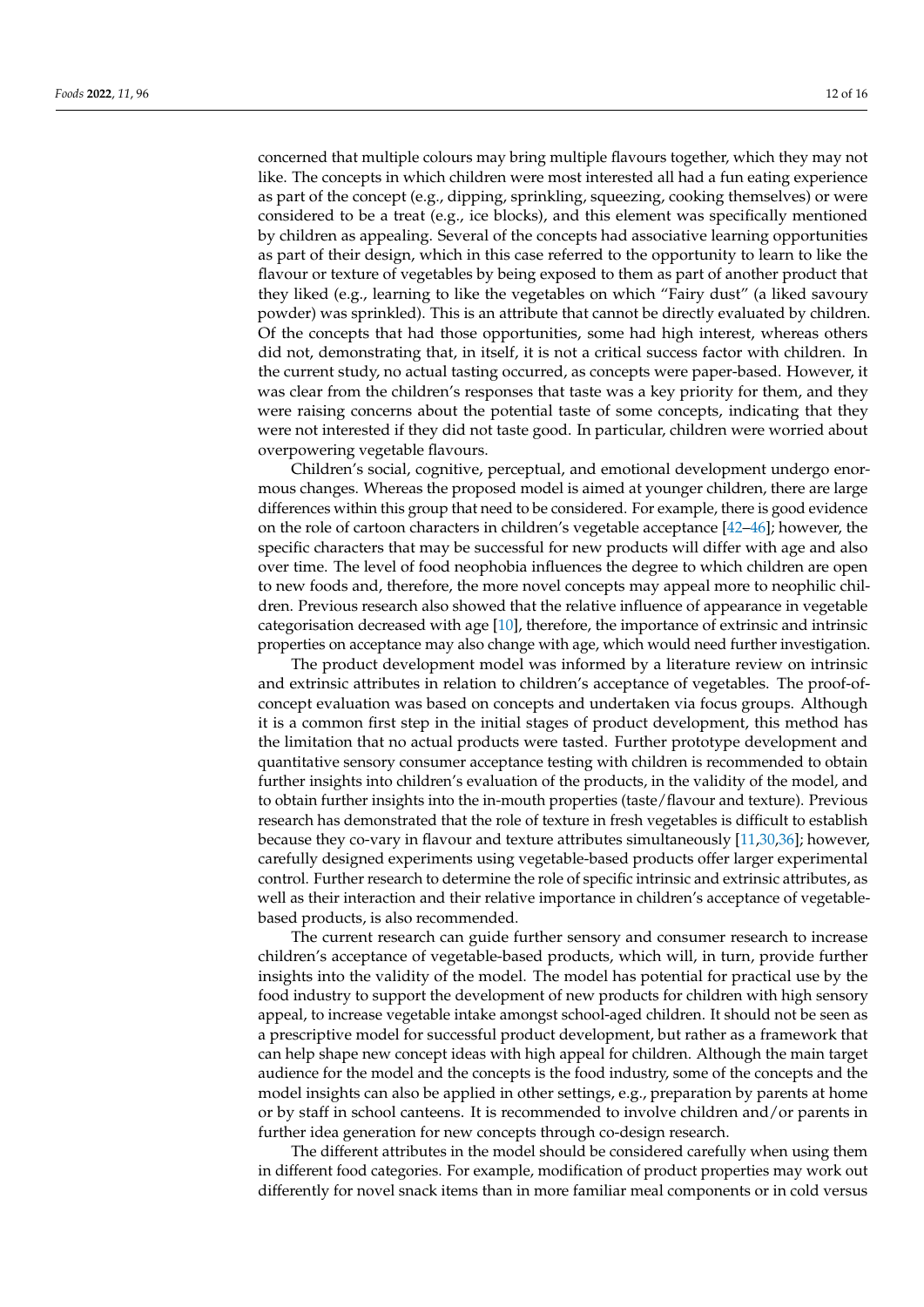concerned that multiple colours may bring multiple flavours together, which they may not like. The concepts in which children were most interested all had a fun eating experience as part of the concept (e.g., dipping, sprinkling, squeezing, cooking themselves) or were considered to be a treat (e.g., ice blocks), and this element was specifically mentioned by children as appealing. Several of the concepts had associative learning opportunities as part of their design, which in this case referred to the opportunity to learn to like the flavour or texture of vegetables by being exposed to them as part of another product that they liked (e.g., learning to like the vegetables on which "Fairy dust" (a liked savoury powder) was sprinkled). This is an attribute that cannot be directly evaluated by children. Of the concepts that had those opportunities, some had high interest, whereas others did not, demonstrating that, in itself, it is not a critical success factor with children. In the current study, no actual tasting occurred, as concepts were paper-based. However, it was clear from the children's responses that taste was a key priority for them, and they were raising concerns about the potential taste of some concepts, indicating that they were not interested if they did not taste good. In particular, children were worried about overpowering vegetable flavours.

Children's social, cognitive, perceptual, and emotional development undergo enormous changes. Whereas the proposed model is aimed at younger children, there are large differences within this group that need to be considered. For example, there is good evidence on the role of cartoon characters in children's vegetable acceptance [42–46]; however, the specific characters that may be successful for new products will differ with age and also over time. The level of food neophobia influences the degree to which children are open to new foods and, therefore, the more novel concepts may appeal more to neophilic children. Previous research also showed that the relative influence of appearance in vegetable categorisation decreased with age [10], therefore, the importance of extrinsic and intrinsic properties on acceptance may also change with age, which would need further investigation.

The product development model was informed by a literature review on intrinsic and extrinsic attributes in relation to children's acceptance of vegetables. The proof-of-concept evaluation was based on concepts and undertaken via focus groups. Although it is a common first step in the initial stages of product development, this method has the limitation that no actual products were tasted. Further prototype development and quantitative sensory consumer acceptance testing with children is recommended to obtain further insights into children's evaluation of the products, in the validity of the model, and to obtain further insights into the in-mouth properties (taste/flavour and texture). Previous research has demonstrated that the role of texture in fresh vegetables is difficult to establish because they co-vary in flavour and texture attributes simultaneously [11,30,36]; however, carefully designed experiments using vegetable-based products offer larger experimental control. Further research to determine the role of specific intrinsic and extrinsic attributes, as well as their interaction and their relative importance in children's acceptance of vegetable-based products, is also recommended.

The current research can guide further sensory and consumer research to increase children's acceptance of vegetable-based products, which will, in turn, provide further insights into the validity of the model. The model has potential for practical use by the food industry to support the development of new products for children with high sensory appeal, to increase vegetable intake amongst school-aged children. It should not be seen as a prescriptive model for successful product development, but rather as a framework that can help shape new concept ideas with high appeal for children. Although the main target audience for the model and the concepts is the food industry, some of the concepts and the model insights can also be applied in other settings, e.g., preparation by parents at home or by staff in school canteens. It is recommended to involve children and/or parents in further idea generation for new concepts through co-design research.

The different attributes in the model should be considered carefully when using them in different food categories. For example, modification of product properties may work out differently for novel snack items than in more familiar meal components or in cold versus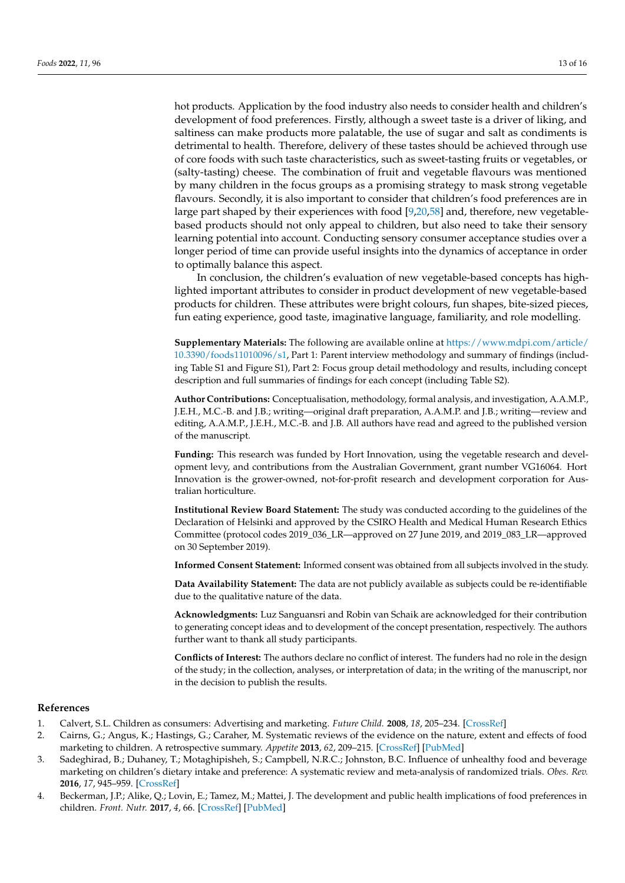hot products. Application by the food industry also needs to consider health and children's development of food preferences. Firstly, although a sweet taste is a driver of liking, and saltiness can make products more palatable, the use of sugar and salt as condiments is detrimental to health. Therefore, delivery of these tastes should be achieved through use of core foods with such taste characteristics, such as sweet-tasting fruits or vegetables, or (salty-tasting) cheese. The combination of fruit and vegetable flavours was mentioned by many children in the focus groups as a promising strategy to mask strong vegetable flavours. Secondly, it is also important to consider that children's food preferences are in large part shaped by their experiences with food [9,20,58] and, therefore, new vegetable-based products should not only appeal to children, but also need to take their sensory learning potential into account. Conducting sensory consumer acceptance studies over a longer period of time can provide useful insights into the dynamics of acceptance in order to optimally balance this aspect.

In conclusion, the children's evaluation of new vegetable-based concepts has highlighted important attributes to consider in product development of new vegetable-based products for children. These attributes were bright colours, fun shapes, bite-sized pieces, fun eating experience, good taste, imaginative language, familiarity, and role modelling.

**Supplementary Materials:** The following are available online at https://www.mdpi.com/article/10.3390/foods11010096/s1, Part 1: Parent interview methodology and summary of findings (including Table S1 and Figure S1), Part 2: Focus group detail methodology and results, including concept description and full summaries of findings for each concept (including Table S2).

**Author Contributions:** Conceptualisation, methodology, formal analysis, and investigation, A.A.M.P., J.E.H., M.C.-B. and J.B.; writing—original draft preparation, A.A.M.P. and J.B.; writing—review and editing, A.A.M.P., J.E.H., M.C.-B. and J.B. All authors have read and agreed to the published version of the manuscript.

**Funding:** This research was funded by Hort Innovation, using the vegetable research and development levy, and contributions from the Australian Government, grant number VG16064. Hort Innovation is the grower-owned, not-for-profit research and development corporation for Australian horticulture.

**Institutional Review Board Statement:** The study was conducted according to the guidelines of the Declaration of Helsinki and approved by the CSIRO Health and Medical Human Research Ethics Committee (protocol codes 2019_036_LR—approved on 27 June 2019, and 2019_083_LR—approved on 30 September 2019).

**Informed Consent Statement:** Informed consent was obtained from all subjects involved in the study.

**Data Availability Statement:** The data are not publicly available as subjects could be re-identifiable due to the qualitative nature of the data.

**Acknowledgments:** Luz Sanguansri and Robin van Schaik are acknowledged for their contribution to generating concept ideas and to development of the concept presentation, respectively. The authors further want to thank all study participants.

**Conflicts of Interest:** The authors declare no conflict of interest. The funders had no role in the design of the study; in the collection, analyses, or interpretation of data; in the writing of the manuscript, nor in the decision to publish the results.

## References

1. Calvert, S.L. Children as consumers: Advertising and marketing. *Future Child.* **2008**, *18*, 205–234. [CrossRef]
2. Cairns, G.; Angus, K.; Hastings, G.; Caraher, M. Systematic reviews of the evidence on the nature, extent and effects of food marketing to children. A retrospective summary. *Appetite* **2013**, *62*, 209–215. [CrossRef] [PubMed]
3. Sadeghirad, B.; Duhaney, T.; Motaghipisheh, S.; Campbell, N.R.C.; Johnston, B.C. Influence of unhealthy food and beverage marketing on children's dietary intake and preference: A systematic review and meta-analysis of randomized trials. *Obes. Rev.* **2016**, *17*, 945–959. [CrossRef]
4. Beckerman, J.P.; Alike, Q.; Lovin, E.; Tamez, M.; Mattei, J. The development and public health implications of food preferences in children. *Front. Nutr.* **2017**, *4*, 66. [CrossRef] [PubMed]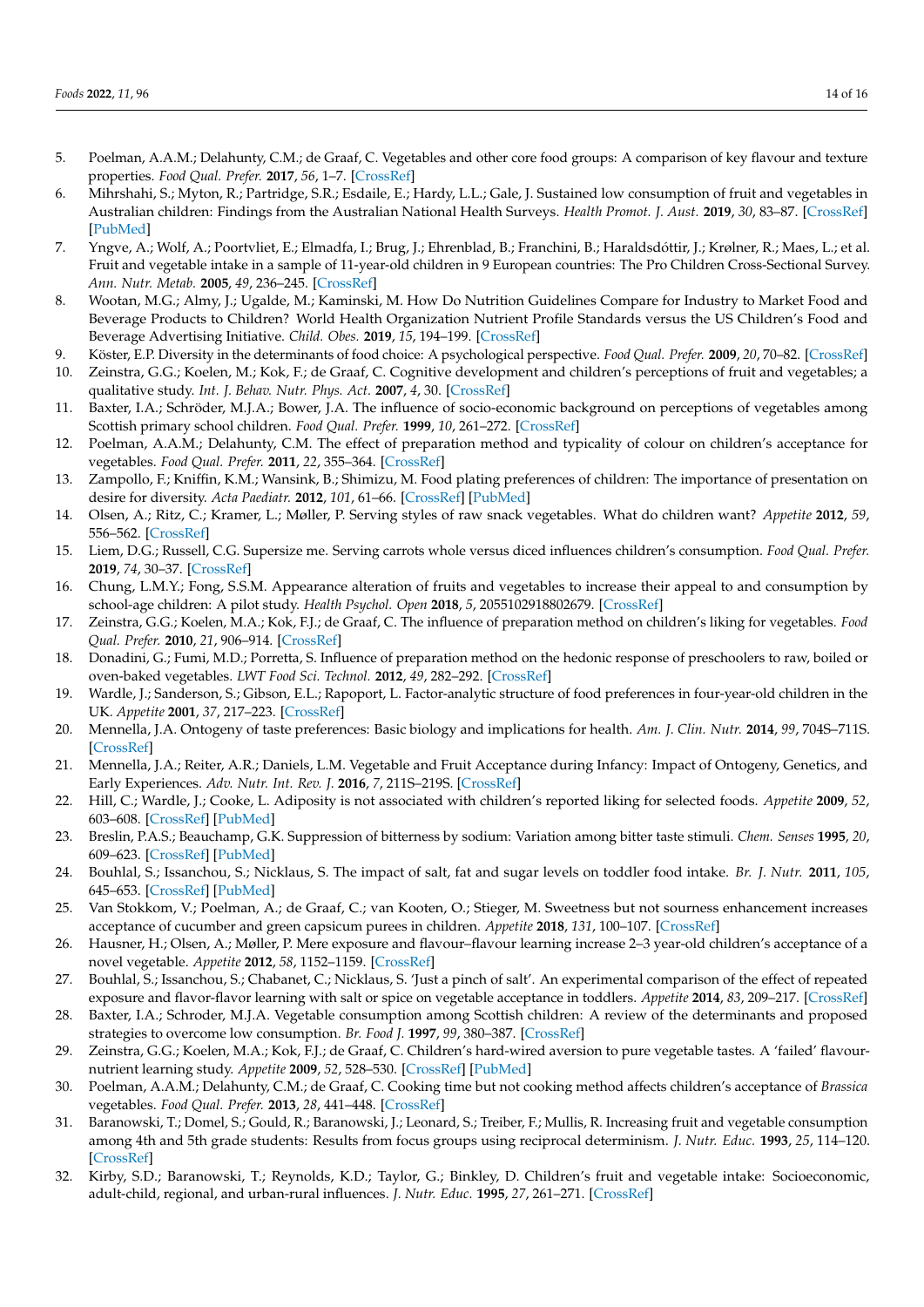5. Poelman, A.A.M.; Delahunty, C.M.; de Graaf, C. Vegetables and other core food groups: A comparison of key flavour and texture properties. *Food Qual. Prefer.* **2017**, *56*, 1–7. [CrossRef]
6. Mihrshahi, S.; Myton, R.; Partridge, S.R.; Esdaile, E.; Hardy, L.L.; Gale, J. Sustained low consumption of fruit and vegetables in Australian children: Findings from the Australian National Health Surveys. *Health Promot. J. Aust.* **2019**, *30*, 83–87. [CrossRef] [PubMed]
7. Yngve, A.; Wolf, A.; Poortvliet, E.; Elmadfa, I.; Brug, J.; Ehrenblad, B.; Franchini, B.; Haraldsdóttir, J.; Krølner, R.; Maes, L.; et al. Fruit and vegetable intake in a sample of 11-year-old children in 9 European countries: The Pro Children Cross-Sectional Survey. *Ann. Nutr. Metab.* **2005**, *49*, 236–245. [CrossRef]
8. Wootan, M.G.; Almy, J.; Ugalde, M.; Kaminski, M. How Do Nutrition Guidelines Compare for Industry to Market Food and Beverage Products to Children? World Health Organization Nutrient Profile Standards versus the US Children's Food and Beverage Advertising Initiative. *Child. Obes.* **2019**, *15*, 194–199. [CrossRef]
9. Köster, E.P. Diversity in the determinants of food choice: A psychological perspective. *Food Qual. Prefer.* **2009**, *20*, 70–82. [CrossRef]
10. Zeinstra, G.G.; Koelen, M.; Kok, F.; de Graaf, C. Cognitive development and children's perceptions of fruit and vegetables; a qualitative study. *Int. J. Behav. Nutr. Phys. Act.* **2007**, *4*, 30. [CrossRef]
11. Baxter, I.A.; Schröder, M.J.A.; Bower, J.A. The influence of socio-economic background on perceptions of vegetables among Scottish primary school children. *Food Qual. Prefer.* **1999**, *10*, 261–272. [CrossRef]
12. Poelman, A.A.M.; Delahunty, C.M. The effect of preparation method and typicality of colour on children's acceptance for vegetables. *Food Qual. Prefer.* **2011**, *22*, 355–364. [CrossRef]
13. Zampollo, F.; Kniffin, K.M.; Wansink, B.; Shimizu, M. Food plating preferences of children: The importance of presentation on desire for diversity. *Acta Paediatr.* **2012**, *101*, 61–66. [CrossRef] [PubMed]
14. Olsen, A.; Ritz, C.; Kramer, L.; Møller, P. Serving styles of raw snack vegetables. What do children want? *Appetite* **2012**, *59*, 556–562. [CrossRef]
15. Liem, D.G.; Russell, C.G. Supersize me. Serving carrots whole versus diced influences children's consumption. *Food Qual. Prefer.* **2019**, *74*, 30–37. [CrossRef]
16. Chung, L.M.Y.; Fong, S.S.M. Appearance alteration of fruits and vegetables to increase their appeal to and consumption by school-age children: A pilot study. *Health Psychol. Open* **2018**, *5*, 2055102918802679. [CrossRef]
17. Zeinstra, G.G.; Koelen, M.A.; Kok, F.J.; de Graaf, C. The influence of preparation method on children's liking for vegetables. *Food Qual. Prefer.* **2010**, *21*, 906–914. [CrossRef]
18. Donadini, G.; Fumi, M.D.; Porretta, S. Influence of preparation method on the hedonic response of preschoolers to raw, boiled or oven-baked vegetables. *LWT Food Sci. Technol.* **2012**, *49*, 282–292. [CrossRef]
19. Wardle, J.; Sanderson, S.; Gibson, E.L.; Rapoport, L. Factor-analytic structure of food preferences in four-year-old children in the UK. *Appetite* **2001**, *37*, 217–223. [CrossRef]
20. Mennella, J.A. Ontogeny of taste preferences: Basic biology and implications for health. *Am. J. Clin. Nutr.* **2014**, *99*, 704S–711S. [CrossRef]
21. Mennella, J.A.; Reiter, A.R.; Daniels, L.M. Vegetable and Fruit Acceptance during Infancy: Impact of Ontogeny, Genetics, and Early Experiences. *Adv. Nutr. Int. Rev. J.* **2016**, *7*, 211S–219S. [CrossRef]
22. Hill, C.; Wardle, J.; Cooke, L. Adiposity is not associated with children's reported liking for selected foods. *Appetite* **2009**, *52*, 603–608. [CrossRef] [PubMed]
23. Breslin, P.A.S.; Beauchamp, G.K. Suppression of bitterness by sodium: Variation among bitter taste stimuli. *Chem. Senses* **1995**, *20*, 609–623. [CrossRef] [PubMed]
24. Bouhlal, S.; Issanchou, S.; Nicklaus, S. The impact of salt, fat and sugar levels on toddler food intake. *Br. J. Nutr.* **2011**, *105*, 645–653. [CrossRef] [PubMed]
25. Van Stokkom, V.; Poelman, A.; de Graaf, C.; van Kooten, O.; Stieger, M. Sweetness but not sourness enhancement increases acceptance of cucumber and green capsicum purees in children. *Appetite* **2018**, *131*, 100–107. [CrossRef]
26. Hausner, H.; Olsen, A.; Møller, P. Mere exposure and flavour–flavour learning increase 2–3 year-old children's acceptance of a novel vegetable. *Appetite* **2012**, *58*, 1152–1159. [CrossRef]
27. Bouhlal, S.; Issanchou, S.; Chabanet, C.; Nicklaus, S. 'Just a pinch of salt'. An experimental comparison of the effect of repeated exposure and flavor-flavor learning with salt or spice on vegetable acceptance in toddlers. *Appetite* **2014**, *83*, 209–217. [CrossRef]
28. Baxter, I.A.; Schroder, M.J.A. Vegetable consumption among Scottish children: A review of the determinants and proposed strategies to overcome low consumption. *Br. Food J.* **1997**, *99*, 380–387. [CrossRef]
29. Zeinstra, G.G.; Koelen, M.A.; Kok, F.J.; de Graaf, C. Children's hard-wired aversion to pure vegetable tastes. A 'failed' flavour-nutrient learning study. *Appetite* **2009**, *52*, 528–530. [CrossRef] [PubMed]
30. Poelman, A.A.M.; Delahunty, C.M.; de Graaf, C. Cooking time but not cooking method affects children's acceptance of *Brassica* vegetables. *Food Qual. Prefer.* **2013**, *28*, 441–448. [CrossRef]
31. Baranowski, T.; Domel, S.; Gould, R.; Baranowski, J.; Leonard, S.; Treiber, F.; Mullis, R. Increasing fruit and vegetable consumption among 4th and 5th grade students: Results from focus groups using reciprocal determinism. *J. Nutr. Educ.* **1993**, *25*, 114–120. [CrossRef]
32. Kirby, S.D.; Baranowski, T.; Reynolds, K.D.; Taylor, G.; Binkley, D. Children's fruit and vegetable intake: Socioeconomic, adult-child, regional, and urban-rural influences. *J. Nutr. Educ.* **1995**, *27*, 261–271. [CrossRef]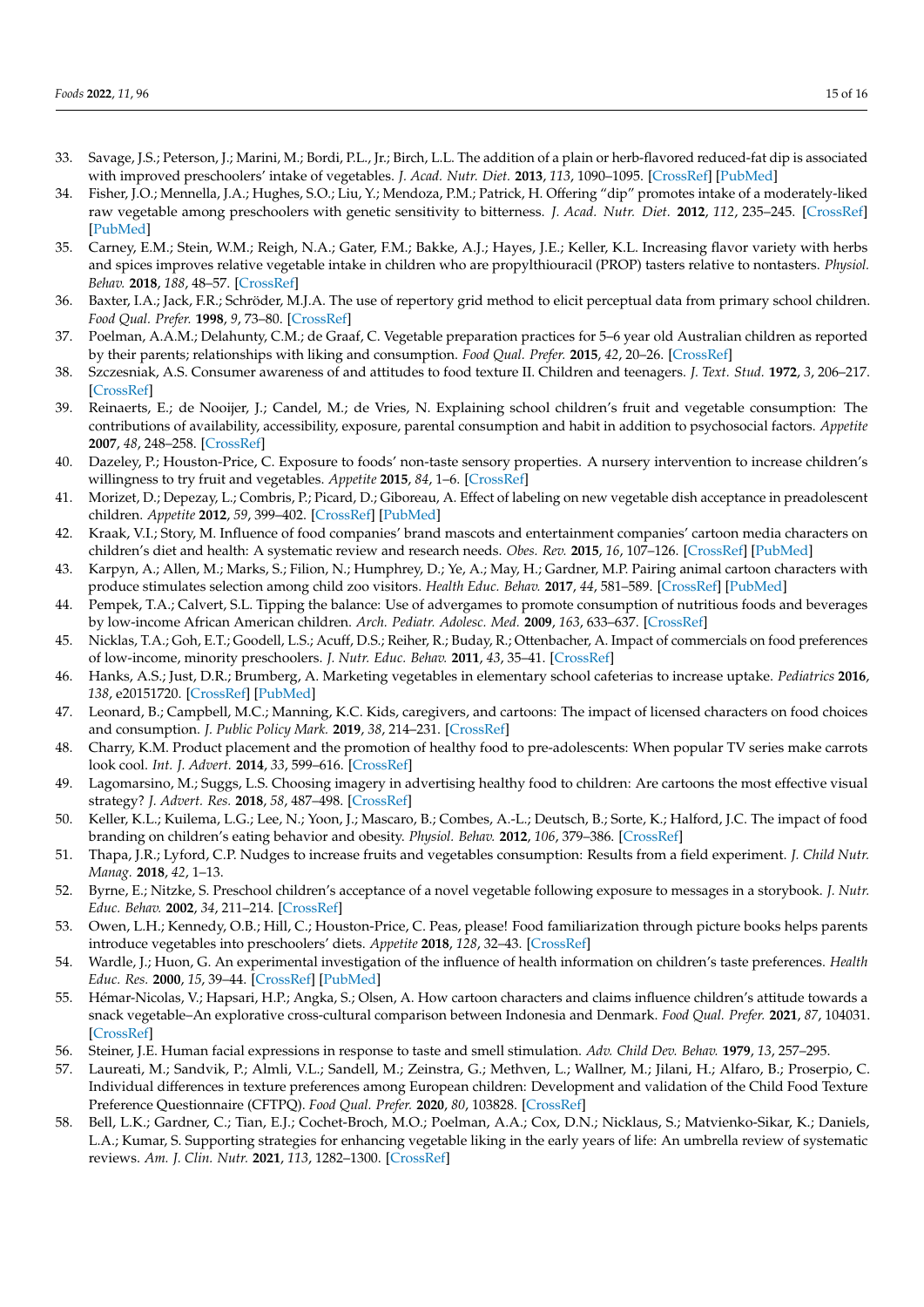33. Savage, J.S.; Peterson, J.; Marini, M.; Bordi, P.L., Jr.; Birch, L.L. The addition of a plain or herb-flavored reduced-fat dip is associated with improved preschoolers' intake of vegetables. *J. Acad. Nutr. Diet.* **2013**, *113*, 1090–1095. [CrossRef] [PubMed]
34. Fisher, J.O.; Mennella, J.A.; Hughes, S.O.; Liu, Y.; Mendoza, P.M.; Patrick, H. Offering "dip" promotes intake of a moderately-liked raw vegetable among preschoolers with genetic sensitivity to bitterness. *J. Acad. Nutr. Diet.* **2012**, *112*, 235–245. [CrossRef] [PubMed]
35. Carney, E.M.; Stein, W.M.; Reigh, N.A.; Gater, F.M.; Bakke, A.J.; Hayes, J.E.; Keller, K.L. Increasing flavor variety with herbs and spices improves relative vegetable intake in children who are propylthiouracil (PROP) tasters relative to nontasters. *Physiol. Behav.* **2018**, *188*, 48–57. [CrossRef]
36. Baxter, I.A.; Jack, F.R.; Schröder, M.J.A. The use of repertory grid method to elicit perceptual data from primary school children. *Food Qual. Prefer.* **1998**, *9*, 73–80. [CrossRef]
37. Poelman, A.A.M.; Delahunty, C.M.; de Graaf, C. Vegetable preparation practices for 5–6 year old Australian children as reported by their parents; relationships with liking and consumption. *Food Qual. Prefer.* **2015**, *42*, 20–26. [CrossRef]
38. Szczesniak, A.S. Consumer awareness of and attitudes to food texture II. Children and teenagers. *J. Text. Stud.* **1972**, *3*, 206–217. [CrossRef]
39. Reinaerts, E.; de Nooijer, J.; Candel, M.; de Vries, N. Explaining school children's fruit and vegetable consumption: The contributions of availability, accessibility, exposure, parental consumption and habit in addition to psychosocial factors. *Appetite* **2007**, *48*, 248–258. [CrossRef]
40. Dazeley, P.; Houston-Price, C. Exposure to foods' non-taste sensory properties. A nursery intervention to increase children's willingness to try fruit and vegetables. *Appetite* **2015**, *84*, 1–6. [CrossRef]
41. Morizet, D.; Depezay, L.; Combris, P.; Picard, D.; Giboreau, A. Effect of labeling on new vegetable dish acceptance in preadolescent children. *Appetite* **2012**, *59*, 399–402. [CrossRef] [PubMed]
42. Kraak, V.I.; Story, M. Influence of food companies' brand mascots and entertainment companies' cartoon media characters on children's diet and health: A systematic review and research needs. *Obes. Rev.* **2015**, *16*, 107–126. [CrossRef] [PubMed]
43. Karpyn, A.; Allen, M.; Marks, S.; Filion, N.; Humphrey, D.; Ye, A.; May, H.; Gardner, M.P. Pairing animal cartoon characters with produce stimulates selection among child zoo visitors. *Health Educ. Behav.* **2017**, *44*, 581–589. [CrossRef] [PubMed]
44. Pempek, T.A.; Calvert, S.L. Tipping the balance: Use of advergames to promote consumption of nutritious foods and beverages by low-income African American children. *Arch. Pediatr. Adolesc. Med.* **2009**, *163*, 633–637. [CrossRef]
45. Nicklas, T.A.; Goh, E.T.; Goodell, L.S.; Acuff, D.S.; Reiher, R.; Buday, R.; Ottenbacher, A. Impact of commercials on food preferences of low-income, minority preschoolers. *J. Nutr. Educ. Behav.* **2011**, *43*, 35–41. [CrossRef]
46. Hanks, A.S.; Just, D.R.; Brumberg, A. Marketing vegetables in elementary school cafeterias to increase uptake. *Pediatrics* **2016**, *138*, e20151720. [CrossRef] [PubMed]
47. Leonard, B.; Campbell, M.C.; Manning, K.C. Kids, caregivers, and cartoons: The impact of licensed characters on food choices and consumption. *J. Public Policy Mark.* **2019**, *38*, 214–231. [CrossRef]
48. Charry, K.M. Product placement and the promotion of healthy food to pre-adolescents: When popular TV series make carrots look cool. *Int. J. Advert.* **2014**, *33*, 599–616. [CrossRef]
49. Lagomarsino, M.; Suggs, L.S. Choosing imagery in advertising healthy food to children: Are cartoons the most effective visual strategy? *J. Advert. Res.* **2018**, *58*, 487–498. [CrossRef]
50. Keller, K.L.; Kuilema, L.G.; Lee, N.; Yoon, J.; Mascaro, B.; Combes, A.-L.; Deutsch, B.; Sorte, K.; Halford, J.C. The impact of food branding on children's eating behavior and obesity. *Physiol. Behav.* **2012**, *106*, 379–386. [CrossRef]
51. Thapa, J.R.; Lyford, C.P. Nudges to increase fruits and vegetables consumption: Results from a field experiment. *J. Child Nutr. Manag.* **2018**, *42*, 1–13.
52. Byrne, E.; Nitzke, S. Preschool children's acceptance of a novel vegetable following exposure to messages in a storybook. *J. Nutr. Educ. Behav.* **2002**, *34*, 211–214. [CrossRef]
53. Owen, L.H.; Kennedy, O.B.; Hill, C.; Houston-Price, C. Peas, please! Food familiarization through picture books helps parents introduce vegetables into preschoolers' diets. *Appetite* **2018**, *128*, 32–43. [CrossRef]
54. Wardle, J.; Huon, G. An experimental investigation of the influence of health information on children's taste preferences. *Health Educ. Res.* **2000**, *15*, 39–44. [CrossRef] [PubMed]
55. Hémar-Nicolas, V.; Hapsari, H.P.; Angka, S.; Olsen, A. How cartoon characters and claims influence children's attitude towards a snack vegetable–An explorative cross-cultural comparison between Indonesia and Denmark. *Food Qual. Prefer.* **2021**, *87*, 104031. [CrossRef]
56. Steiner, J.E. Human facial expressions in response to taste and smell stimulation. *Adv. Child Dev. Behav.* **1979**, *13*, 257–295.
57. Laureati, M.; Sandvik, P.; Almli, V.L.; Sandell, M.; Zeinstra, G.; Methven, L.; Wallner, M.; Jilani, H.; Alfaro, B.; Proserpio, C. Individual differences in texture preferences among European children: Development and validation of the Child Food Texture Preference Questionnaire (CFTPQ). *Food Qual. Prefer.* **2020**, *80*, 103828. [CrossRef]
58. Bell, L.K.; Gardner, C.; Tian, E.J.; Cochet-Broch, M.O.; Poelman, A.A.; Cox, D.N.; Nicklaus, S.; Matvienko-Sikar, K.; Daniels, L.A.; Kumar, S. Supporting strategies for enhancing vegetable liking in the early years of life: An umbrella review of systematic reviews. *Am. J. Clin. Nutr.* **2021**, *113*, 1282–1300. [CrossRef]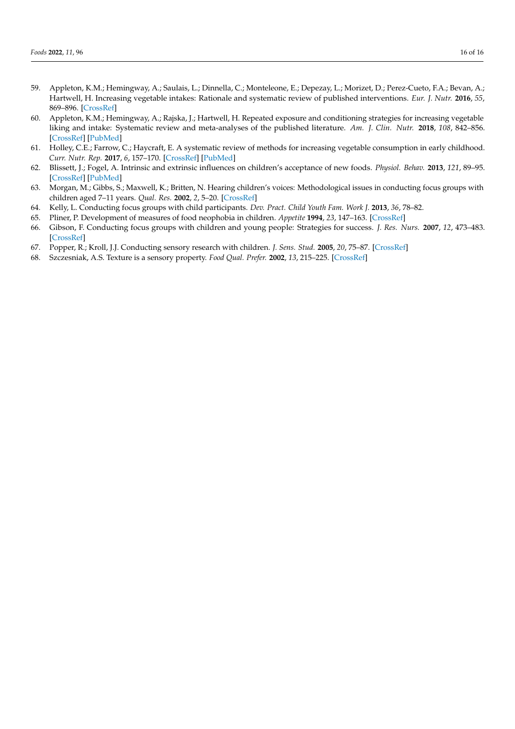59. Appleton, K.M.; Hemingway, A.; Saulais, L.; Dinnella, C.; Monteleone, E.; Depezay, L.; Morizet, D.; Perez-Cueto, F.A.; Bevan, A.; Hartwell, H. Increasing vegetable intakes: Rationale and systematic review of published interventions. *Eur. J. Nutr.* **2016**, *55*, 869–896. [CrossRef]
60. Appleton, K.M.; Hemingway, A.; Rajska, J.; Hartwell, H. Repeated exposure and conditioning strategies for increasing vegetable liking and intake: Systematic review and meta-analyses of the published literature. *Am. J. Clin. Nutr.* **2018**, *108*, 842–856. [CrossRef] [PubMed]
61. Holley, C.E.; Farrow, C.; Haycraft, E. A systematic review of methods for increasing vegetable consumption in early childhood. *Curr. Nutr. Rep.* **2017**, *6*, 157–170. [CrossRef] [PubMed]
62. Blissett, J.; Fogel, A. Intrinsic and extrinsic influences on children's acceptance of new foods. *Physiol. Behav.* **2013**, *121*, 89–95. [CrossRef] [PubMed]
63. Morgan, M.; Gibbs, S.; Maxwell, K.; Britten, N. Hearing children's voices: Methodological issues in conducting focus groups with children aged 7–11 years. *Qual. Res.* **2002**, *2*, 5–20. [CrossRef]
64. Kelly, L. Conducting focus groups with child participants. *Dev. Pract. Child Youth Fam. Work J.* **2013**, *36*, 78–82.
65. Pliner, P. Development of measures of food neophobia in children. *Appetite* **1994**, *23*, 147–163. [CrossRef]
66. Gibson, F. Conducting focus groups with children and young people: Strategies for success. *J. Res. Nurs.* **2007**, *12*, 473–483. [CrossRef]
67. Popper, R.; Kroll, J.J. Conducting sensory research with children. *J. Sens. Stud.* **2005**, *20*, 75–87. [CrossRef]
68. Szczesniak, A.S. Texture is a sensory property. *Food Qual. Prefer.* **2002**, *13*, 215–225. [CrossRef]